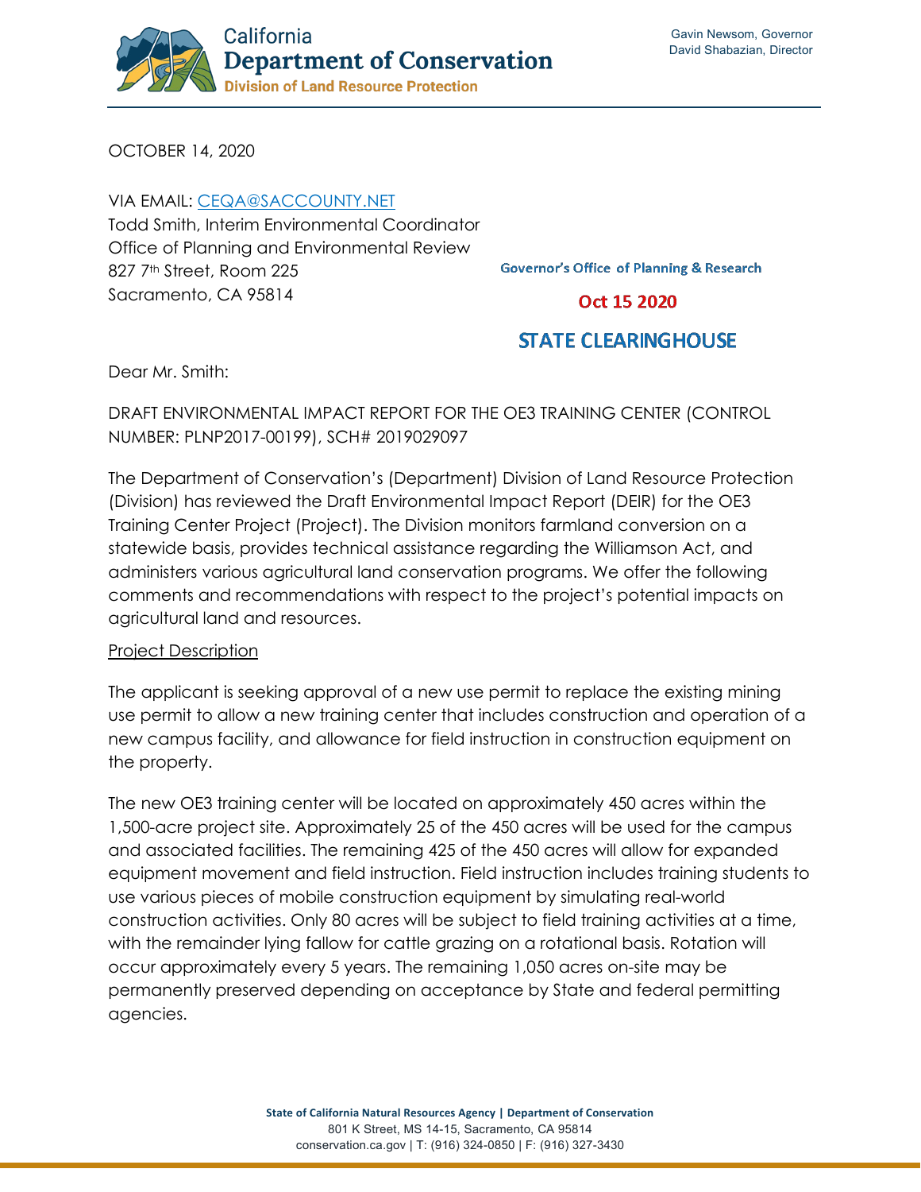California
**Department of Conservation**
**Division of Land Resource Protection**

Gavin Newsom, Governor
David Shabazian, Director

OCTOBER 14, 2020

VIA EMAIL: CEQA@SACCOUNTY.NET
Todd Smith, Interim Environmental Coordinator
Office of Planning and Environmental Review
827 7th Street, Room 225
Sacramento, CA 95814

Governor's Office of Planning & Research

Oct 15 2020

STATE CLEARINGHOUSE

Dear Mr. Smith:

DRAFT ENVIRONMENTAL IMPACT REPORT FOR THE OE3 TRAINING CENTER (CONTROL NUMBER: PLNP2017-00199), SCH# 2019029097

The Department of Conservation's (Department) Division of Land Resource Protection (Division) has reviewed the Draft Environmental Impact Report (DEIR) for the OE3 Training Center Project (Project). The Division monitors farmland conversion on a statewide basis, provides technical assistance regarding the Williamson Act, and administers various agricultural land conservation programs. We offer the following comments and recommendations with respect to the project's potential impacts on agricultural land and resources.

Project Description

The applicant is seeking approval of a new use permit to replace the existing mining use permit to allow a new training center that includes construction and operation of a new campus facility, and allowance for field instruction in construction equipment on the property.

The new OE3 training center will be located on approximately 450 acres within the 1,500-acre project site. Approximately 25 of the 450 acres will be used for the campus and associated facilities. The remaining 425 of the 450 acres will allow for expanded equipment movement and field instruction. Field instruction includes training students to use various pieces of mobile construction equipment by simulating real-world construction activities. Only 80 acres will be subject to field training activities at a time, with the remainder lying fallow for cattle grazing on a rotational basis. Rotation will occur approximately every 5 years. The remaining 1,050 acres on-site may be permanently preserved depending on acceptance by State and federal permitting agencies.

State of California Natural Resources Agency | Department of Conservation
801 K Street, MS 14-15, Sacramento, CA 95814
conservation.ca.gov | T: (916) 324-0850 | F: (916) 327-3430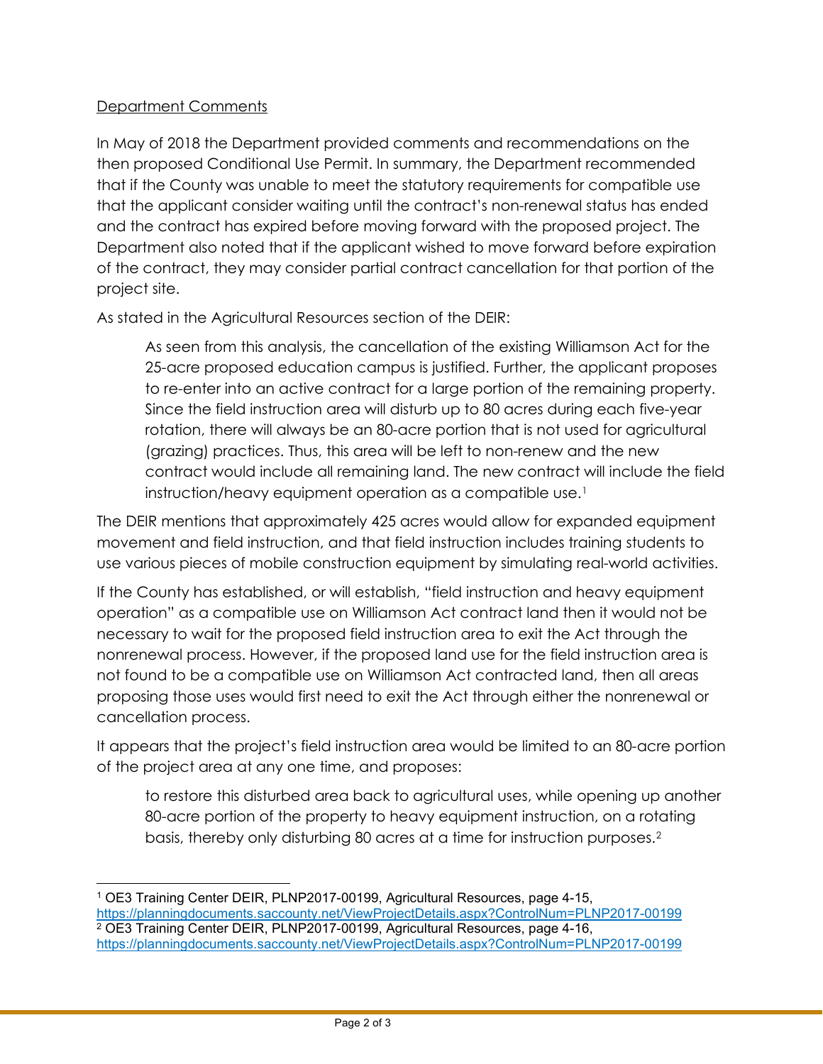Department Comments

In May of 2018 the Department provided comments and recommendations on the then proposed Conditional Use Permit. In summary, the Department recommended that if the County was unable to meet the statutory requirements for compatible use that the applicant consider waiting until the contract's non-renewal status has ended and the contract has expired before moving forward with the proposed project. The Department also noted that if the applicant wished to move forward before expiration of the contract, they may consider partial contract cancellation for that portion of the project site.

As stated in the Agricultural Resources section of the DEIR:

> As seen from this analysis, the cancellation of the existing Williamson Act for the 25-acre proposed education campus is justified. Further, the applicant proposes to re-enter into an active contract for a large portion of the remaining property. Since the field instruction area will disturb up to 80 acres during each five-year rotation, there will always be an 80-acre portion that is not used for agricultural (grazing) practices. Thus, this area will be left to non-renew and the new contract would include all remaining land. The new contract will include the field instruction/heavy equipment operation as a compatible use.[1]

The DEIR mentions that approximately 425 acres would allow for expanded equipment movement and field instruction, and that field instruction includes training students to use various pieces of mobile construction equipment by simulating real-world activities.

If the County has established, or will establish, "field instruction and heavy equipment operation" as a compatible use on Williamson Act contract land then it would not be necessary to wait for the proposed field instruction area to exit the Act through the nonrenewal process. However, if the proposed land use for the field instruction area is not found to be a compatible use on Williamson Act contracted land, then all areas proposing those uses would first need to exit the Act through either the nonrenewal or cancellation process.

It appears that the project's field instruction area would be limited to an 80-acre portion of the project area at any one time, and proposes:

> to restore this disturbed area back to agricultural uses, while opening up another 80-acre portion of the property to heavy equipment instruction, on a rotating basis, thereby only disturbing 80 acres at a time for instruction purposes.[2]

---

[1] OE3 Training Center DEIR, PLNP2017-00199, Agricultural Resources, page 4-15, https://planningdocuments.saccounty.net/ViewProjectDetails.aspx?ControlNum=PLNP2017-00199

[2] OE3 Training Center DEIR, PLNP2017-00199, Agricultural Resources, page 4-16, https://planningdocuments.saccounty.net/ViewProjectDetails.aspx?ControlNum=PLNP2017-00199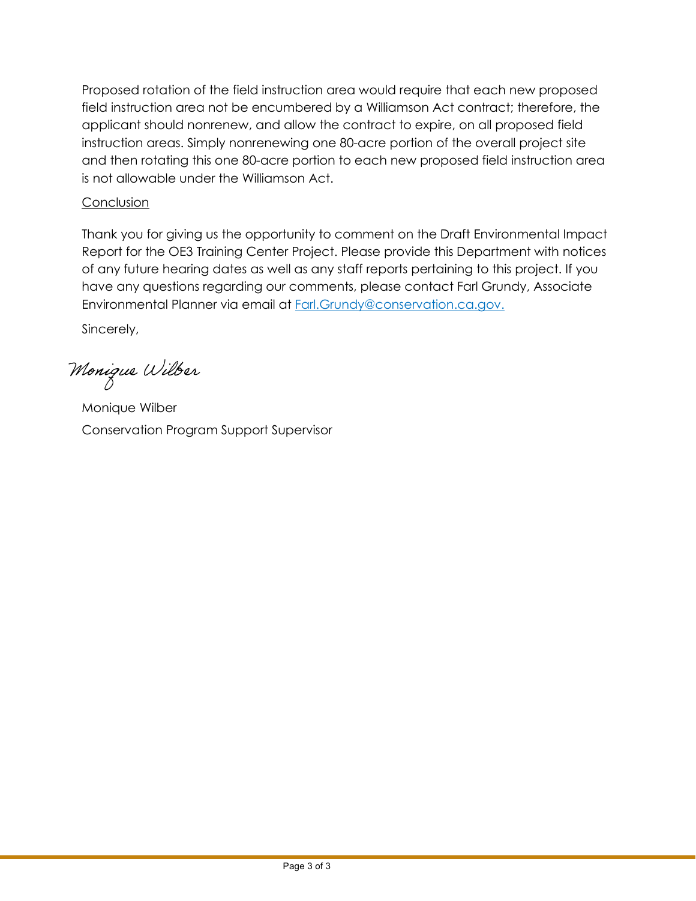Proposed rotation of the field instruction area would require that each new proposed field instruction area not be encumbered by a Williamson Act contract; therefore, the applicant should nonrenew, and allow the contract to expire, on all proposed field instruction areas. Simply nonrenewing one 80-acre portion of the overall project site and then rotating this one 80-acre portion to each new proposed field instruction area is not allowable under the Williamson Act.

Conclusion

Thank you for giving us the opportunity to comment on the Draft Environmental Impact Report for the OE3 Training Center Project. Please provide this Department with notices of any future hearing dates as well as any staff reports pertaining to this project. If you have any questions regarding our comments, please contact Farl Grundy, Associate Environmental Planner via email at [Farl.Grundy@conservation.ca.gov.](mailto:Farl.Grundy@conservation.ca.gov)

Sincerely,

*Monique Wilber*

Monique Wilber

Conservation Program Support Supervisor